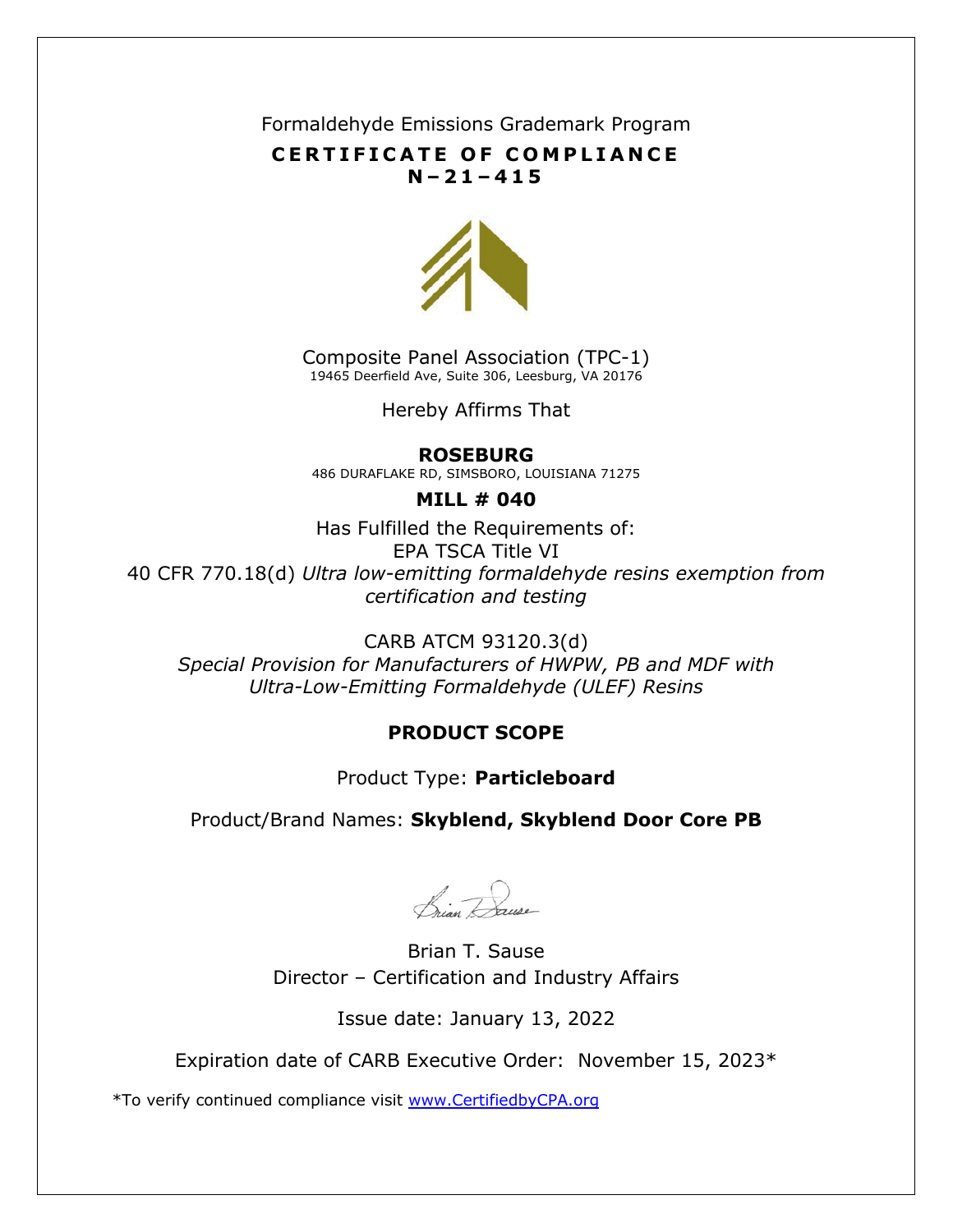Formaldehyde Emissions Grademark Program

# CERTIFICATE OF COMPLIANCE

## N – 21 – 415

Composite Panel Association (TPC-1)
19465 Deerfield Ave, Suite 306, Leesburg, VA 20176

Hereby Affirms That

**ROSEBURG**
486 DURAFLAKE RD, SIMSBORO, LOUISIANA 71275

**MILL # 040**

Has Fulfilled the Requirements of:
EPA TSCA Title VI
40 CFR 770.18(d) *Ultra low-emitting formaldehyde resins exemption from certification and testing*

CARB ATCM 93120.3(d)
*Special Provision for Manufacturers of HWPW, PB and MDF with Ultra-Low-Emitting Formaldehyde (ULEF) Resins*

### PRODUCT SCOPE

Product Type: **Particleboard**

Product/Brand Names: **Skyblend, Skyblend Door Core PB**

Brian T. Sause
Director – Certification and Industry Affairs

Issue date: January 13, 2022

Expiration date of CARB Executive Order: November 15, 2023*

*To verify continued compliance visit www.CertifiedbyCPA.org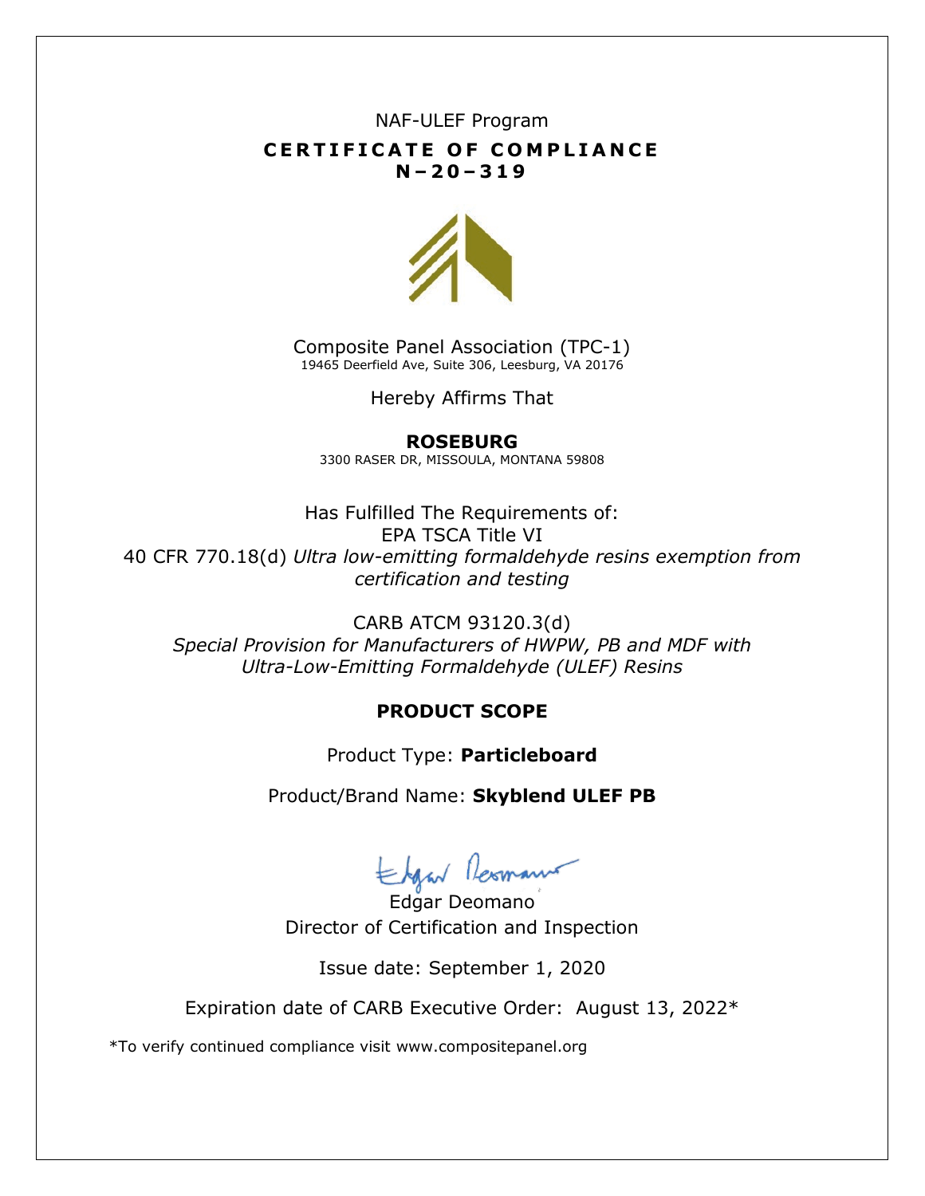NAF-ULEF Program

# CERTIFICATE OF COMPLIANCE
## N–20–319

Composite Panel Association (TPC-1)
19465 Deerfield Ave, Suite 306, Leesburg, VA 20176

Hereby Affirms That

**ROSEBURG**
3300 RASER DR, MISSOULA, MONTANA 59808

Has Fulfilled The Requirements of:
EPA TSCA Title VI
40 CFR 770.18(d) *Ultra low-emitting formaldehyde resins exemption from certification and testing*

CARB ATCM 93120.3(d)
*Special Provision for Manufacturers of HWPW, PB and MDF with Ultra-Low-Emitting Formaldehyde (ULEF) Resins*

## PRODUCT SCOPE

Product Type: **Particleboard**

Product/Brand Name: **Skyblend ULEF PB**

Edgar Deomano
Director of Certification and Inspection

Issue date: September 1, 2020

Expiration date of CARB Executive Order: August 13, 2022*

*To verify continued compliance visit www.compositepanel.org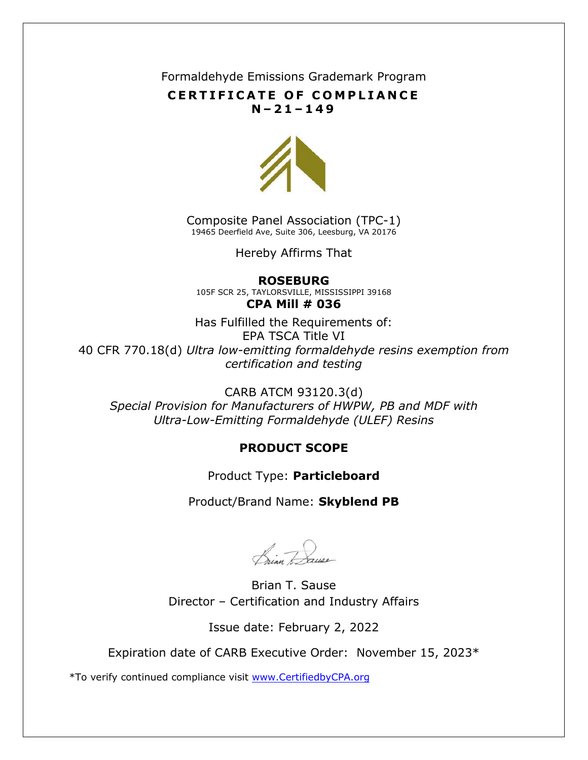Formaldehyde Emissions Grademark Program

**CERTIFICATE OF COMPLIANCE**
**N–21–149**

Composite Panel Association (TPC-1)
19465 Deerfield Ave, Suite 306, Leesburg, VA 20176

Hereby Affirms That

**ROSEBURG**
105F SCR 25, TAYLORSVILLE, MISSISSIPPI 39168
**CPA Mill # 036**

Has Fulfilled the Requirements of:
EPA TSCA Title VI
40 CFR 770.18(d) *Ultra low-emitting formaldehyde resins exemption from certification and testing*

CARB ATCM 93120.3(d)
*Special Provision for Manufacturers of HWPW, PB and MDF with Ultra-Low-Emitting Formaldehyde (ULEF) Resins*

**PRODUCT SCOPE**

Product Type: **Particleboard**

Product/Brand Name: **Skyblend PB**

Brian T. Sause
Director – Certification and Industry Affairs

Issue date: February 2, 2022

Expiration date of CARB Executive Order: November 15, 2023*

*To verify continued compliance visit www.CertifiedbyCPA.org